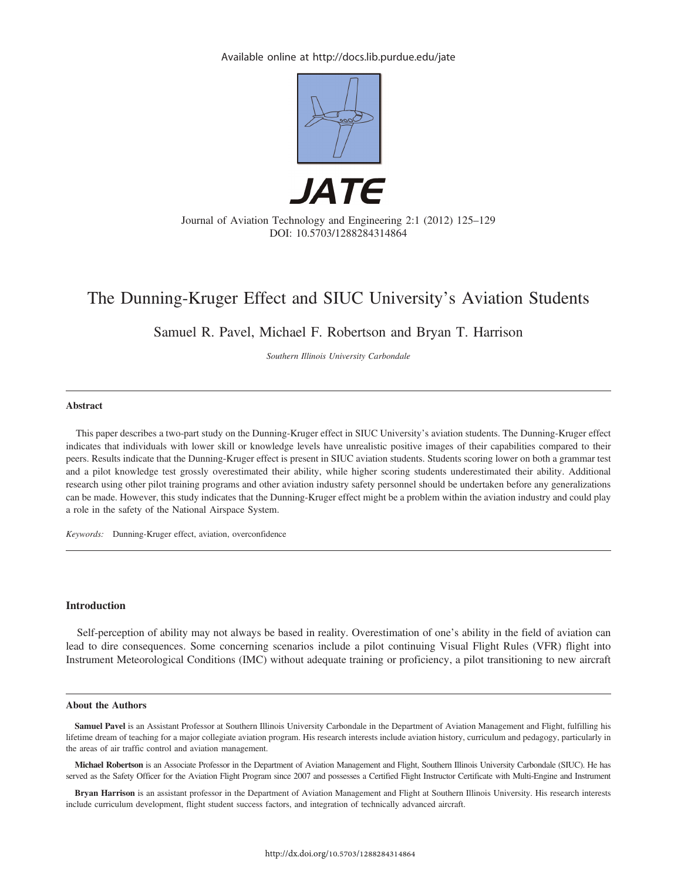Available online at http://docs.lib.purdue.edu/jate

JATE

Journal of Aviation Technology and Engineering 2:1 (2012) 125–129
DOI: 10.5703/1288284314864

# The Dunning-Kruger Effect and SIUC University's Aviation Students

Samuel R. Pavel, Michael F. Robertson and Bryan T. Harrison

*Southern Illinois University Carbondale*

## Abstract

This paper describes a two-part study on the Dunning-Kruger effect in SIUC University's aviation students. The Dunning-Kruger effect indicates that individuals with lower skill or knowledge levels have unrealistic positive images of their capabilities compared to their peers. Results indicate that the Dunning-Kruger effect is present in SIUC aviation students. Students scoring lower on both a grammar test and a pilot knowledge test grossly overestimated their ability, while higher scoring students underestimated their ability. Additional research using other pilot training programs and other aviation industry safety personnel should be undertaken before any generalizations can be made. However, this study indicates that the Dunning-Kruger effect might be a problem within the aviation industry and could play a role in the safety of the National Airspace System.

*Keywords:* Dunning-Kruger effect, aviation, overconfidence

## Introduction

Self-perception of ability may not always be based in reality. Overestimation of one's ability in the field of aviation can lead to dire consequences. Some concerning scenarios include a pilot continuing Visual Flight Rules (VFR) flight into Instrument Meteorological Conditions (IMC) without adequate training or proficiency, a pilot transitioning to new aircraft

### About the Authors

**Samuel Pavel** is an Assistant Professor at Southern Illinois University Carbondale in the Department of Aviation Management and Flight, fulfilling his lifetime dream of teaching for a major collegiate aviation program. His research interests include aviation history, curriculum and pedagogy, particularly in the areas of air traffic control and aviation management.

**Michael Robertson** is an Associate Professor in the Department of Aviation Management and Flight, Southern Illinois University Carbondale (SIUC). He has served as the Safety Officer for the Aviation Flight Program since 2007 and possesses a Certified Flight Instructor Certificate with Multi-Engine and Instrument

**Bryan Harrison** is an assistant professor in the Department of Aviation Management and Flight at Southern Illinois University. His research interests include curriculum development, flight student success factors, and integration of technically advanced aircraft.

http://dx.doi.org/10.5703/1288284314864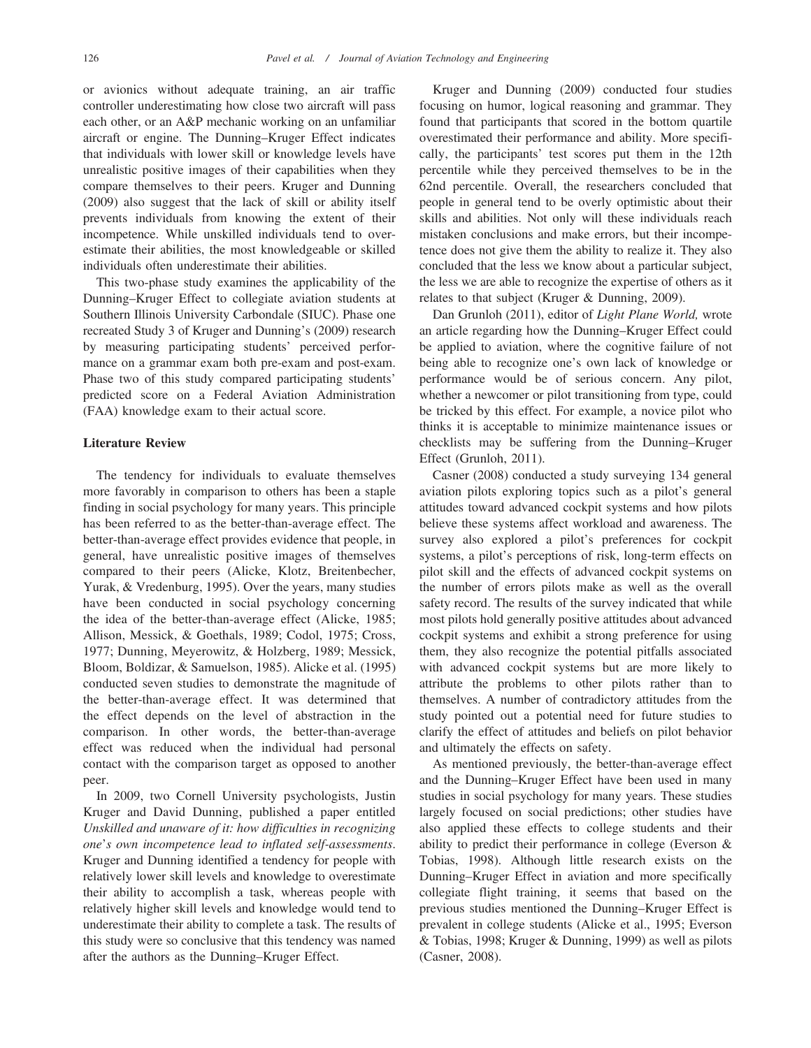or avionics without adequate training, an air traffic controller underestimating how close two aircraft will pass each other, or an A&P mechanic working on an unfamiliar aircraft or engine. The Dunning–Kruger Effect indicates that individuals with lower skill or knowledge levels have unrealistic positive images of their capabilities when they compare themselves to their peers. Kruger and Dunning (2009) also suggest that the lack of skill or ability itself prevents individuals from knowing the extent of their incompetence. While unskilled individuals tend to overestimate their abilities, the most knowledgeable or skilled individuals often underestimate their abilities.

This two-phase study examines the applicability of the Dunning–Kruger Effect to collegiate aviation students at Southern Illinois University Carbondale (SIUC). Phase one recreated Study 3 of Kruger and Dunning's (2009) research by measuring participating students' perceived performance on a grammar exam both pre-exam and post-exam. Phase two of this study compared participating students' predicted score on a Federal Aviation Administration (FAA) knowledge exam to their actual score.

## Literature Review

The tendency for individuals to evaluate themselves more favorably in comparison to others has been a staple finding in social psychology for many years. This principle has been referred to as the better-than-average effect. The better-than-average effect provides evidence that people, in general, have unrealistic positive images of themselves compared to their peers (Alicke, Klotz, Breitenbecher, Yurak, & Vredenburg, 1995). Over the years, many studies have been conducted in social psychology concerning the idea of the better-than-average effect (Alicke, 1985; Allison, Messick, & Goethals, 1989; Codol, 1975; Cross, 1977; Dunning, Meyerowitz, & Holzberg, 1989; Messick, Bloom, Boldizar, & Samuelson, 1985). Alicke et al. (1995) conducted seven studies to demonstrate the magnitude of the better-than-average effect. It was determined that the effect depends on the level of abstraction in the comparison. In other words, the better-than-average effect was reduced when the individual had personal contact with the comparison target as opposed to another peer.

In 2009, two Cornell University psychologists, Justin Kruger and David Dunning, published a paper entitled *Unskilled and unaware of it: how difficulties in recognizing one's own incompetence lead to inflated self-assessments*. Kruger and Dunning identified a tendency for people with relatively lower skill levels and knowledge to overestimate their ability to accomplish a task, whereas people with relatively higher skill levels and knowledge would tend to underestimate their ability to complete a task. The results of this study were so conclusive that this tendency was named after the authors as the Dunning–Kruger Effect.

Kruger and Dunning (2009) conducted four studies focusing on humor, logical reasoning and grammar. They found that participants that scored in the bottom quartile overestimated their performance and ability. More specifically, the participants' test scores put them in the 12th percentile while they perceived themselves to be in the 62nd percentile. Overall, the researchers concluded that people in general tend to be overly optimistic about their skills and abilities. Not only will these individuals reach mistaken conclusions and make errors, but their incompetence does not give them the ability to realize it. They also concluded that the less we know about a particular subject, the less we are able to recognize the expertise of others as it relates to that subject (Kruger & Dunning, 2009).

Dan Grunloh (2011), editor of *Light Plane World,* wrote an article regarding how the Dunning–Kruger Effect could be applied to aviation, where the cognitive failure of not being able to recognize one's own lack of knowledge or performance would be of serious concern. Any pilot, whether a newcomer or pilot transitioning from type, could be tricked by this effect. For example, a novice pilot who thinks it is acceptable to minimize maintenance issues or checklists may be suffering from the Dunning–Kruger Effect (Grunloh, 2011).

Casner (2008) conducted a study surveying 134 general aviation pilots exploring topics such as a pilot's general attitudes toward advanced cockpit systems and how pilots believe these systems affect workload and awareness. The survey also explored a pilot's preferences for cockpit systems, a pilot's perceptions of risk, long-term effects on pilot skill and the effects of advanced cockpit systems on the number of errors pilots make as well as the overall safety record. The results of the survey indicated that while most pilots hold generally positive attitudes about advanced cockpit systems and exhibit a strong preference for using them, they also recognize the potential pitfalls associated with advanced cockpit systems but are more likely to attribute the problems to other pilots rather than to themselves. A number of contradictory attitudes from the study pointed out a potential need for future studies to clarify the effect of attitudes and beliefs on pilot behavior and ultimately the effects on safety.

As mentioned previously, the better-than-average effect and the Dunning–Kruger Effect have been used in many studies in social psychology for many years. These studies largely focused on social predictions; other studies have also applied these effects to college students and their ability to predict their performance in college (Everson & Tobias, 1998). Although little research exists on the Dunning–Kruger Effect in aviation and more specifically collegiate flight training, it seems that based on the previous studies mentioned the Dunning–Kruger Effect is prevalent in college students (Alicke et al., 1995; Everson & Tobias, 1998; Kruger & Dunning, 1999) as well as pilots (Casner, 2008).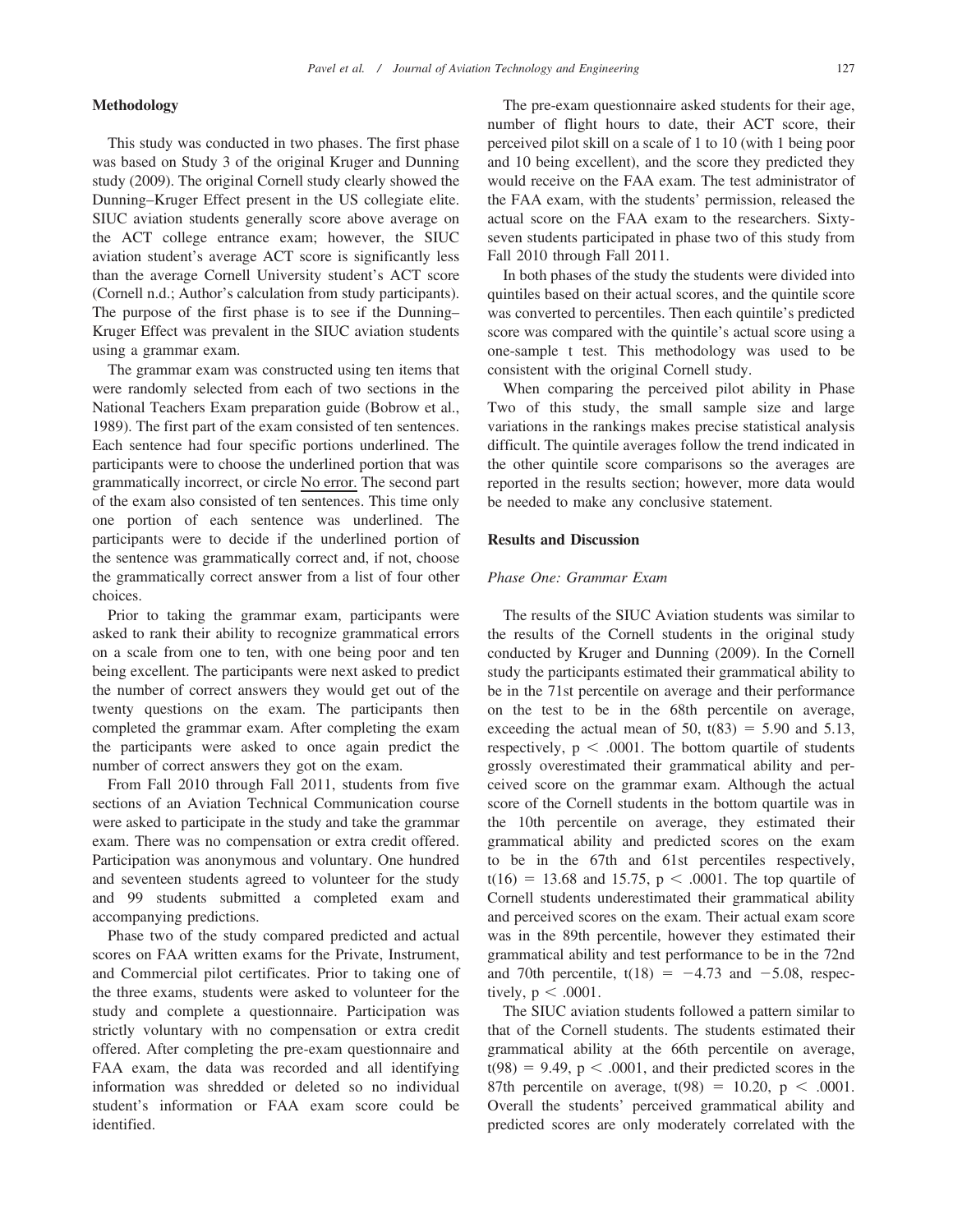## Methodology

This study was conducted in two phases. The first phase was based on Study 3 of the original Kruger and Dunning study (2009). The original Cornell study clearly showed the Dunning–Kruger Effect present in the US collegiate elite. SIUC aviation students generally score above average on the ACT college entrance exam; however, the SIUC aviation student's average ACT score is significantly less than the average Cornell University student's ACT score (Cornell n.d.; Author's calculation from study participants). The purpose of the first phase is to see if the Dunning–Kruger Effect was prevalent in the SIUC aviation students using a grammar exam.

The grammar exam was constructed using ten items that were randomly selected from each of two sections in the National Teachers Exam preparation guide (Bobrow et al., 1989). The first part of the exam consisted of ten sentences. Each sentence had four specific portions underlined. The participants were to choose the underlined portion that was grammatically incorrect, or circle No error. The second part of the exam also consisted of ten sentences. This time only one portion of each sentence was underlined. The participants were to decide if the underlined portion of the sentence was grammatically correct and, if not, choose the grammatically correct answer from a list of four other choices.

Prior to taking the grammar exam, participants were asked to rank their ability to recognize grammatical errors on a scale from one to ten, with one being poor and ten being excellent. The participants were next asked to predict the number of correct answers they would get out of the twenty questions on the exam. The participants then completed the grammar exam. After completing the exam the participants were asked to once again predict the number of correct answers they got on the exam.

From Fall 2010 through Fall 2011, students from five sections of an Aviation Technical Communication course were asked to participate in the study and take the grammar exam. There was no compensation or extra credit offered. Participation was anonymous and voluntary. One hundred and seventeen students agreed to volunteer for the study and 99 students submitted a completed exam and accompanying predictions.

Phase two of the study compared predicted and actual scores on FAA written exams for the Private, Instrument, and Commercial pilot certificates. Prior to taking one of the three exams, students were asked to volunteer for the study and complete a questionnaire. Participation was strictly voluntary with no compensation or extra credit offered. After completing the pre-exam questionnaire and FAA exam, the data was recorded and all identifying information was shredded or deleted so no individual student's information or FAA exam score could be identified.

The pre-exam questionnaire asked students for their age, number of flight hours to date, their ACT score, their perceived pilot skill on a scale of 1 to 10 (with 1 being poor and 10 being excellent), and the score they predicted they would receive on the FAA exam. The test administrator of the FAA exam, with the students' permission, released the actual score on the FAA exam to the researchers. Sixty-seven students participated in phase two of this study from Fall 2010 through Fall 2011.

In both phases of the study the students were divided into quintiles based on their actual scores, and the quintile score was converted to percentiles. Then each quintile's predicted score was compared with the quintile's actual score using a one-sample t test. This methodology was used to be consistent with the original Cornell study.

When comparing the perceived pilot ability in Phase Two of this study, the small sample size and large variations in the rankings makes precise statistical analysis difficult. The quintile averages follow the trend indicated in the other quintile score comparisons so the averages are reported in the results section; however, more data would be needed to make any conclusive statement.

## Results and Discussion

### *Phase One: Grammar Exam*

The results of the SIUC Aviation students was similar to the results of the Cornell students in the original study conducted by Kruger and Dunning (2009). In the Cornell study the participants estimated their grammatical ability to be in the 71st percentile on average and their performance on the test to be in the 68th percentile on average, exceeding the actual mean of 50, $t(83) = 5.90$ and $5.13$, respectively, $p < .0001$. The bottom quartile of students grossly overestimated their grammatical ability and perceived score on the grammar exam. Although the actual score of the Cornell students in the bottom quartile was in the 10th percentile on average, they estimated their grammatical ability and predicted scores on the exam to be in the 67th and 61st percentiles respectively, $t(16) = 13.68$ and $15.75$, $p < .0001$. The top quartile of Cornell students underestimated their grammatical ability and perceived scores on the exam. Their actual exam score was in the 89th percentile, however they estimated their grammatical ability and test performance to be in the 72nd and 70th percentile, $t(18) = -4.73$ and $-5.08$, respectively, $p < .0001$.

The SIUC aviation students followed a pattern similar to that of the Cornell students. The students estimated their grammatical ability at the 66th percentile on average, $t(98) = 9.49$, $p < .0001$, and their predicted scores in the 87th percentile on average, $t(98) = 10.20$, $p < .0001$. Overall the students' perceived grammatical ability and predicted scores are only moderately correlated with the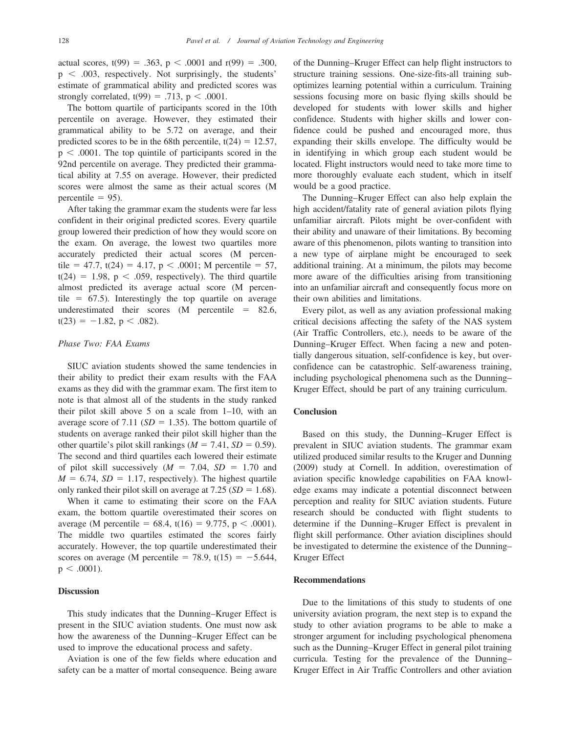actual scores, $t(99) = .363$, $p < .0001$ and $r(99) = .300$, $p < .003$, respectively. Not surprisingly, the students' estimate of grammatical ability and predicted scores was strongly correlated, $t(99) = .713$, $p < .0001$.

The bottom quartile of participants scored in the 10th percentile on average. However, they estimated their grammatical ability to be 5.72 on average, and their predicted scores to be in the 68th percentile, $t(24) = 12.57$, $p < .0001$. The top quintile of participants scored in the 92nd percentile on average. They predicted their grammatical ability at 7.55 on average. However, their predicted scores were almost the same as their actual scores (M percentile = 95).

After taking the grammar exam the students were far less confident in their original predicted scores. Every quartile group lowered their prediction of how they would score on the exam. On average, the lowest two quartiles more accurately predicted their actual scores (M percentile = 47.7, $t(24) = 4.17$, $p < .0001$; M percentile = 57, $t(24) = 1.98$, $p < .059$, respectively). The third quartile almost predicted its average actual score (M percentile = 67.5). Interestingly the top quartile on average underestimated their scores (M percentile = 82.6, $t(23) = -1.82$, $p < .082$).

### *Phase Two: FAA Exams*

SIUC aviation students showed the same tendencies in their ability to predict their exam results with the FAA exams as they did with the grammar exam. The first item to note is that almost all of the students in the study ranked their pilot skill above 5 on a scale from 1–10, with an average score of 7.11 ($SD = 1.35$). The bottom quartile of students on average ranked their pilot skill higher than the other quartile's pilot skill rankings ($M = 7.41$, $SD = 0.59$). The second and third quartiles each lowered their estimate of pilot skill successively ($M = 7.04$, $SD = 1.70$ and $M = 6.74$, $SD = 1.17$, respectively). The highest quartile only ranked their pilot skill on average at 7.25 ($SD = 1.68$).

When it came to estimating their score on the FAA exam, the bottom quartile overestimated their scores on average (M percentile = 68.4, $t(16) = 9.775$, $p < .0001$). The middle two quartiles estimated the scores fairly accurately. However, the top quartile underestimated their scores on average (M percentile = 78.9, $t(15) = -5.644$, $p < .0001$).

## **Discussion**

This study indicates that the Dunning–Kruger Effect is present in the SIUC aviation students. One must now ask how the awareness of the Dunning–Kruger Effect can be used to improve the educational process and safety.

Aviation is one of the few fields where education and safety can be a matter of mortal consequence. Being aware of the Dunning–Kruger Effect can help flight instructors to structure training sessions. One-size-fits-all training suboptimizes learning potential within a curriculum. Training sessions focusing more on basic flying skills should be developed for students with lower skills and higher confidence. Students with higher skills and lower confidence could be pushed and encouraged more, thus expanding their skills envelope. The difficulty would be in identifying in which group each student would be located. Flight instructors would need to take more time to more thoroughly evaluate each student, which in itself would be a good practice.

The Dunning–Kruger Effect can also help explain the high accident/fatality rate of general aviation pilots flying unfamiliar aircraft. Pilots might be over-confident with their ability and unaware of their limitations. By becoming aware of this phenomenon, pilots wanting to transition into a new type of airplane might be encouraged to seek additional training. At a minimum, the pilots may become more aware of the difficulties arising from transitioning into an unfamiliar aircraft and consequently focus more on their own abilities and limitations.

Every pilot, as well as any aviation professional making critical decisions affecting the safety of the NAS system (Air Traffic Controllers, etc.), needs to be aware of the Dunning–Kruger Effect. When facing a new and potentially dangerous situation, self-confidence is key, but overconfidence can be catastrophic. Self-awareness training, including psychological phenomena such as the Dunning–Kruger Effect, should be part of any training curriculum.

## **Conclusion**

Based on this study, the Dunning–Kruger Effect is prevalent in SIUC aviation students. The grammar exam utilized produced similar results to the Kruger and Dunning (2009) study at Cornell. In addition, overestimation of aviation specific knowledge capabilities on FAA knowledge exams may indicate a potential disconnect between perception and reality for SIUC aviation students. Future research should be conducted with flight students to determine if the Dunning–Kruger Effect is prevalent in flight skill performance. Other aviation disciplines should be investigated to determine the existence of the Dunning–Kruger Effect

## **Recommendations**

Due to the limitations of this study to students of one university aviation program, the next step is to expand the study to other aviation programs to be able to make a stronger argument for including psychological phenomena such as the Dunning–Kruger Effect in general pilot training curricula. Testing for the prevalence of the Dunning–Kruger Effect in Air Traffic Controllers and other aviation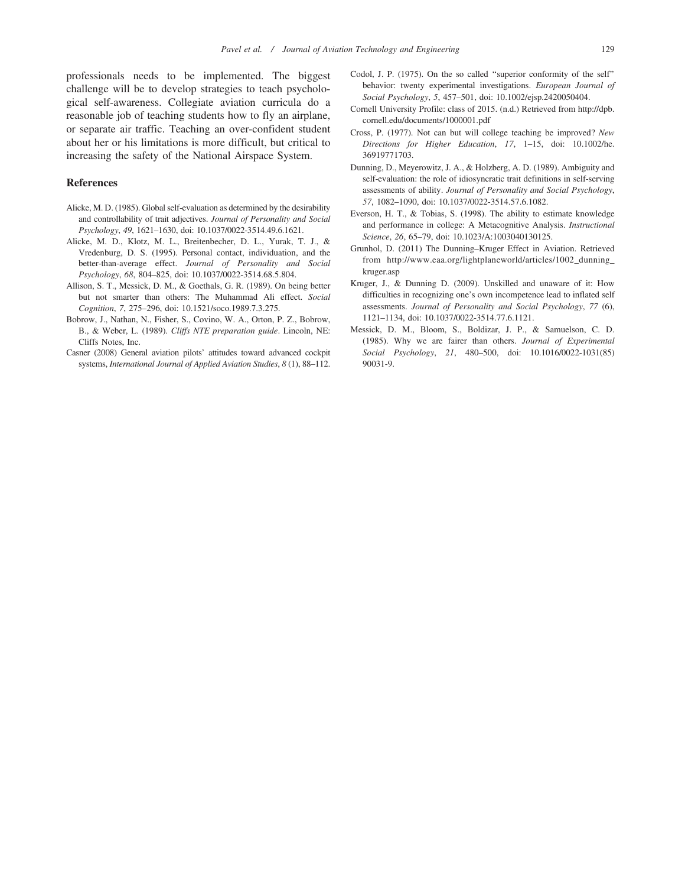professionals needs to be implemented. The biggest challenge will be to develop strategies to teach psychological self-awareness. Collegiate aviation curricula do a reasonable job of teaching students how to fly an airplane, or separate air traffic. Teaching an over-confident student about her or his limitations is more difficult, but critical to increasing the safety of the National Airspace System.

## References

Alicke, M. D. (1985). Global self-evaluation as determined by the desirability and controllability of trait adjectives. *Journal of Personality and Social Psychology*, *49*, 1621–1630, doi: 10.1037/0022-3514.49.6.1621.

Alicke, M. D., Klotz, M. L., Breitenbecher, D. L., Yurak, T. J., & Vredenburg, D. S. (1995). Personal contact, individuation, and the better-than-average effect. *Journal of Personality and Social Psychology*, *68*, 804–825, doi: 10.1037/0022-3514.68.5.804.

Allison, S. T., Messick, D. M., & Goethals, G. R. (1989). On being better but not smarter than others: The Muhammad Ali effect. *Social Cognition*, *7*, 275–296, doi: 10.1521/soco.1989.7.3.275.

Bobrow, J., Nathan, N., Fisher, S., Covino, W. A., Orton, P. Z., Bobrow, B., & Weber, L. (1989). *Cliffs NTE preparation guide*. Lincoln, NE: Cliffs Notes, Inc.

Casner (2008) General aviation pilots' attitudes toward advanced cockpit systems, *International Journal of Applied Aviation Studies*, *8* (1), 88–112.

Codol, J. P. (1975). On the so called "superior conformity of the self" behavior: twenty experimental investigations. *European Journal of Social Psychology*, *5*, 457–501, doi: 10.1002/ejsp.2420050404.

Cornell University Profile: class of 2015. (n.d.) Retrieved from http://dpb.cornell.edu/documents/1000001.pdf

Cross, P. (1977). Not can but will college teaching be improved? *New Directions for Higher Education*, *17*, 1–15, doi: 10.1002/he.36919771703.

Dunning, D., Meyerowitz, J. A., & Holzberg, A. D. (1989). Ambiguity and self-evaluation: the role of idiosyncratic trait definitions in self-serving assessments of ability. *Journal of Personality and Social Psychology*, *57*, 1082–1090, doi: 10.1037/0022-3514.57.6.1082.

Everson, H. T., & Tobias, S. (1998). The ability to estimate knowledge and performance in college: A Metacognitive Analysis. *Instructional Science*, *26*, 65–79, doi: 10.1023/A:1003040130125.

Grunhol, D. (2011) The Dunning–Kruger Effect in Aviation. Retrieved from http://www.eaa.org/lightplaneworld/articles/1002_dunning_kruger.asp

Kruger, J., & Dunning D. (2009). Unskilled and unaware of it: How difficulties in recognizing one's own incompetence lead to inflated self assessments. *Journal of Personality and Social Psychology*, *77* (6), 1121–1134, doi: 10.1037/0022-3514.77.6.1121.

Messick, D. M., Bloom, S., Boldizar, J. P., & Samuelson, C. D. (1985). Why we are fairer than others. *Journal of Experimental Social Psychology*, *21*, 480–500, doi: 10.1016/0022-1031(85)90031-9.